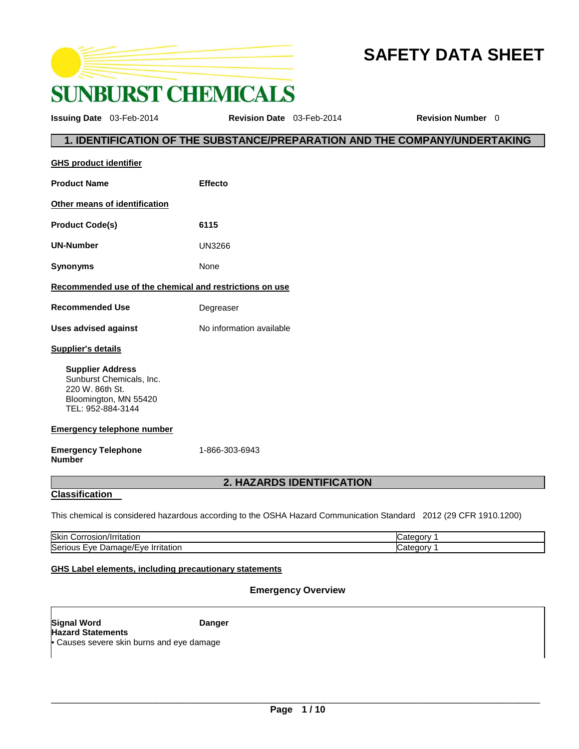SUNBURST CHEMICALS

# SAFETY DATA SHEET

**Issuing Date** 03-Feb-2014 **Revision Date** 03-Feb-2014 **Revision Number** 0

## 1. IDENTIFICATION OF THE SUBSTANCE/PREPARATION AND THE COMPANY/UNDERTAKING

**GHS product identifier**

**Product Name** **Effecto**

**Other means of identification**

**Product Code(s)** **6115**

**UN-Number** UN3266

**Synonyms** None

**Recommended use of the chemical and restrictions on use**

**Recommended Use** Degreaser

**Uses advised against** No information available

**Supplier's details**

**Supplier Address**
Sunburst Chemicals, Inc.
220 W. 86th St.
Bloomington, MN 55420
TEL: 952-884-3144

**Emergency telephone number**

**Emergency Telephone Number** 1-866-303-6943

## 2. HAZARDS IDENTIFICATION

**Classification**

This chemical is considered hazardous according to the OSHA Hazard Communication Standard 2012 (29 CFR 1910.1200)

| | |
|---|---|
| Skin Corrosion/Irritation | Category 1 |
| Serious Eye Damage/Eye Irritation | Category 1 |

**GHS Label elements, including precautionary statements**

### Emergency Overview

**Signal Word** **Danger**

**Hazard Statements**

- Causes severe skin burns and eye damage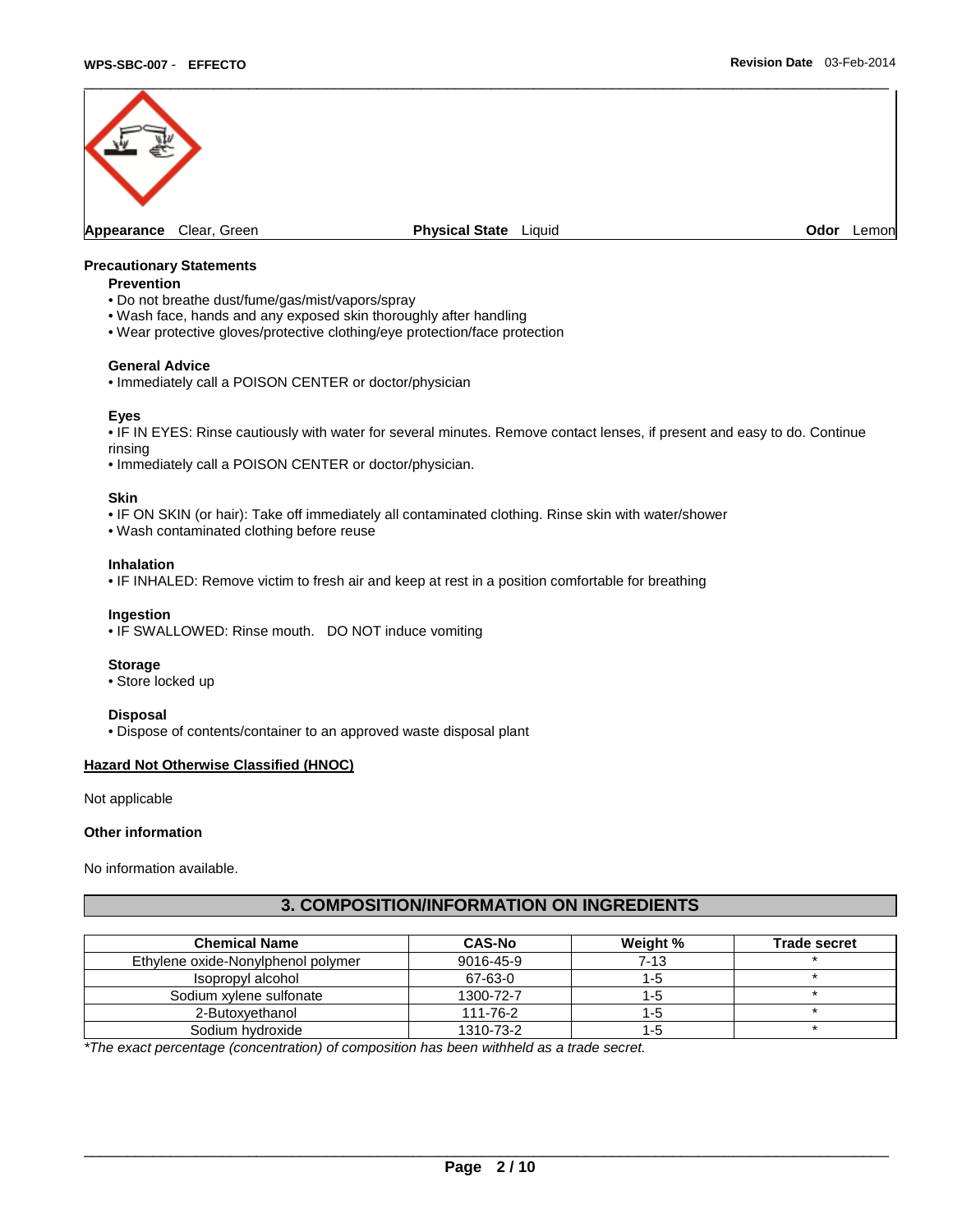**Appearance** Clear, Green **Physical State** Liquid **Odor** Lemon

**Precautionary Statements**

**Prevention**
- Do not breathe dust/fume/gas/mist/vapors/spray
- Wash face, hands and any exposed skin thoroughly after handling
- Wear protective gloves/protective clothing/eye protection/face protection

**General Advice**
- Immediately call a POISON CENTER or doctor/physician

**Eyes**
- IF IN EYES: Rinse cautiously with water for several minutes. Remove contact lenses, if present and easy to do. Continue rinsing
- Immediately call a POISON CENTER or doctor/physician.

**Skin**
- IF ON SKIN (or hair): Take off immediately all contaminated clothing. Rinse skin with water/shower
- Wash contaminated clothing before reuse

**Inhalation**
- IF INHALED: Remove victim to fresh air and keep at rest in a position comfortable for breathing

**Ingestion**
- IF SWALLOWED: Rinse mouth. DO NOT induce vomiting

**Storage**
- Store locked up

**Disposal**
- Dispose of contents/container to an approved waste disposal plant

**Hazard Not Otherwise Classified (HNOC)**

Not applicable

**Other information**

No information available.

## 3. COMPOSITION/INFORMATION ON INGREDIENTS

| Chemical Name | CAS-No | Weight % | Trade secret |
|---|---|---|---|
| Ethylene oxide-Nonylphenol polymer | 9016-45-9 | 7-13 | * |
| Isopropyl alcohol | 67-63-0 | 1-5 | * |
| Sodium xylene sulfonate | 1300-72-7 | 1-5 | * |
| 2-Butoxyethanol | 111-76-2 | 1-5 | * |
| Sodium hydroxide | 1310-73-2 | 1-5 | * |

*\*The exact percentage (concentration) of composition has been withheld as a trade secret.*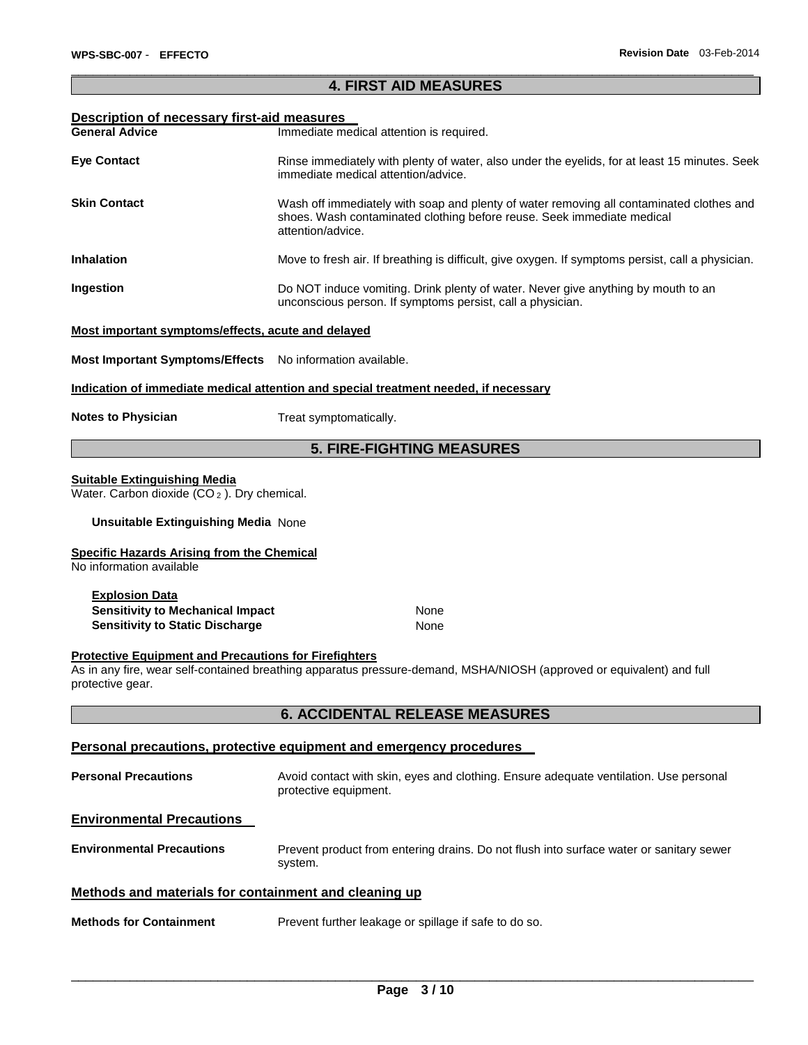## 4. FIRST AID MEASURES

### Description of necessary first-aid measures

**General Advice** Immediate medical attention is required.

**Eye Contact** Rinse immediately with plenty of water, also under the eyelids, for at least 15 minutes. Seek immediate medical attention/advice.

**Skin Contact** Wash off immediately with soap and plenty of water removing all contaminated clothes and shoes. Wash contaminated clothing before reuse. Seek immediate medical attention/advice.

**Inhalation** Move to fresh air. If breathing is difficult, give oxygen. If symptoms persist, call a physician.

**Ingestion** Do NOT induce vomiting. Drink plenty of water. Never give anything by mouth to an unconscious person. If symptoms persist, call a physician.

### Most important symptoms/effects, acute and delayed

**Most Important Symptoms/Effects** No information available.

### Indication of immediate medical attention and special treatment needed, if necessary

**Notes to Physician** Treat symptomatically.

## 5. FIRE-FIGHTING MEASURES

### Suitable Extinguishing Media

Water. Carbon dioxide ($CO_2$). Dry chemical.

**Unsuitable Extinguishing Media** None

### Specific Hazards Arising from the Chemical

No information available

**Explosion Data**

**Sensitivity to Mechanical Impact** None

**Sensitivity to Static Discharge** None

### Protective Equipment and Precautions for Firefighters

As in any fire, wear self-contained breathing apparatus pressure-demand, MSHA/NIOSH (approved or equivalent) and full protective gear.

## 6. ACCIDENTAL RELEASE MEASURES

### Personal precautions, protective equipment and emergency procedures

**Personal Precautions** Avoid contact with skin, eyes and clothing. Ensure adequate ventilation. Use personal protective equipment.

### Environmental Precautions

**Environmental Precautions** Prevent product from entering drains. Do not flush into surface water or sanitary sewer system.

### Methods and materials for containment and cleaning up

**Methods for Containment** Prevent further leakage or spillage if safe to do so.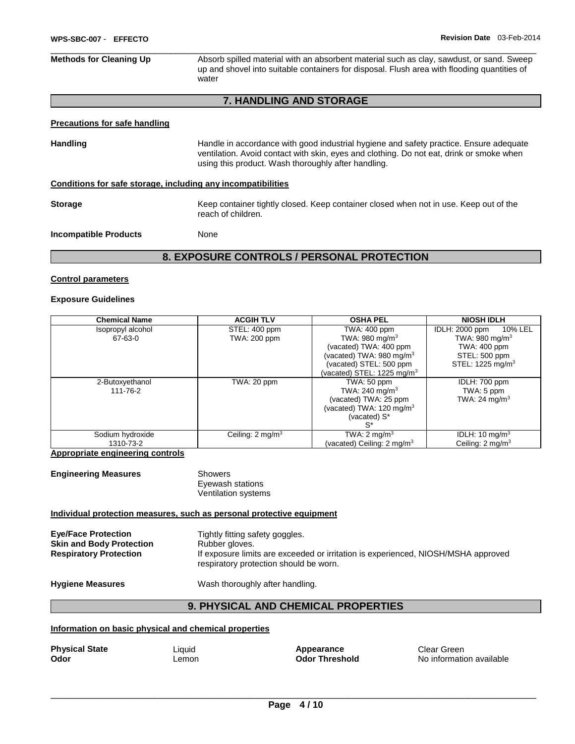**Methods for Cleaning Up** Absorb spilled material with an absorbent material such as clay, sawdust, or sand. Sweep up and shovel into suitable containers for disposal. Flush area with flooding quantities of water

## 7. HANDLING AND STORAGE

**Precautions for safe handling**

**Handling** Handle in accordance with good industrial hygiene and safety practice. Ensure adequate ventilation. Avoid contact with skin, eyes and clothing. Do not eat, drink or smoke when using this product. Wash thoroughly after handling.

**Conditions for safe storage, including any incompatibilities**

**Storage** Keep container tightly closed. Keep container closed when not in use. Keep out of the reach of children.

**Incompatible Products** None

## 8. EXPOSURE CONTROLS / PERSONAL PROTECTION

**Control parameters**

**Exposure Guidelines**

| Chemical Name | ACGIH TLV | OSHA PEL | NIOSH IDLH |
|---|---|---|---|
| Isopropyl alcohol<br>67-63-0 | STEL: 400 ppm<br>TWA: 200 ppm | TWA: 400 ppm<br>TWA: 980 mg/m$^3$<br>(vacated) TWA: 400 ppm<br>(vacated) TWA: 980 mg/m$^3$<br>(vacated) STEL: 500 ppm<br>(vacated) STEL: 1225 mg/m$^3$ | IDLH: 2000 ppm 10% LEL<br>TWA: 980 mg/m$^3$<br>TWA: 400 ppm<br>STEL: 500 ppm<br>STEL: 1225 mg/m$^3$ |
| 2-Butoxyethanol<br>111-76-2 | TWA: 20 ppm | TWA: 50 ppm<br>TWA: 240 mg/m$^3$<br>(vacated) TWA: 25 ppm<br>(vacated) TWA: 120 mg/m$^3$<br>(vacated) S*<br>S* | IDLH: 700 ppm<br>TWA: 5 ppm<br>TWA: 24 mg/m$^3$ |
| Sodium hydroxide<br>1310-73-2 | Ceiling: 2 mg/m$^3$ | TWA: 2 mg/m$^3$<br>(vacated) Ceiling: 2 mg/m$^3$ | IDLH: 10 mg/m$^3$<br>Ceiling: 2 mg/m$^3$ |

**Appropriate engineering controls**

**Engineering Measures** Showers
Eyewash stations
Ventilation systems

**Individual protection measures, such as personal protective equipment**

**Eye/Face Protection** Tightly fitting safety goggles.
**Skin and Body Protection** Rubber gloves.
**Respiratory Protection** If exposure limits are exceeded or irritation is experienced, NIOSH/MSHA approved respiratory protection should be worn.

**Hygiene Measures** Wash thoroughly after handling.

## 9. PHYSICAL AND CHEMICAL PROPERTIES

**Information on basic physical and chemical properties**

**Physical State** Liquid
**Appearance** Clear Green
**Odor** Lemon
**Odor Threshold** No information available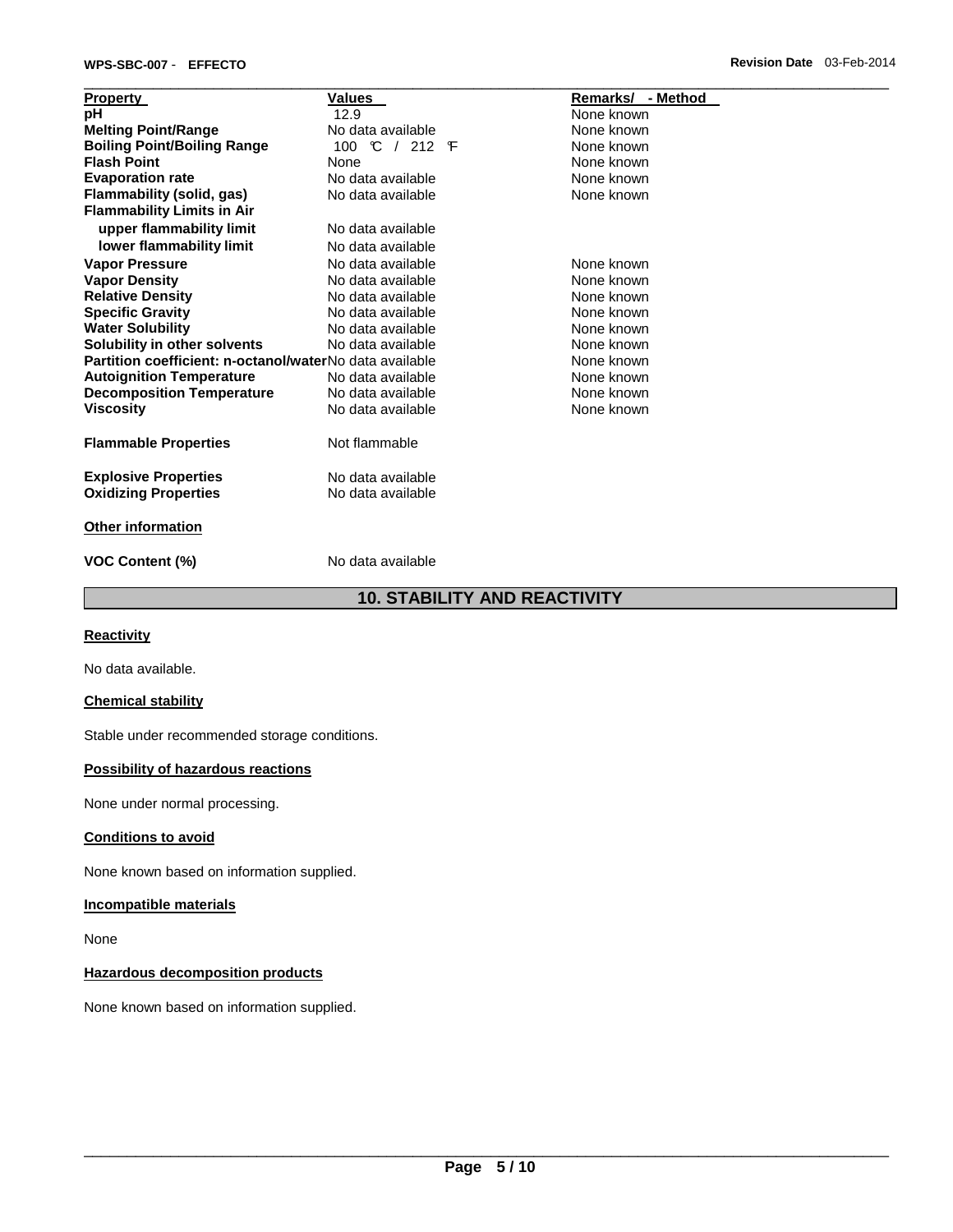| Property | Values | Remarks/ - Method |
| --- | --- | --- |
| pH | 12.9 | None known |
| Melting Point/Range | No data available | None known |
| Boiling Point/Boiling Range | 100 °C / 212 °F | None known |
| Flash Point | None | None known |
| Evaporation rate | No data available | None known |
| Flammability (solid, gas) | No data available | None known |
| Flammability Limits in Air | | |
| upper flammability limit | No data available | |
| lower flammability limit | No data available | |
| Vapor Pressure | No data available | None known |
| Vapor Density | No data available | None known |
| Relative Density | No data available | None known |
| Specific Gravity | No data available | None known |
| Water Solubility | No data available | None known |
| Solubility in other solvents | No data available | None known |
| Partition coefficient: n-octanol/water | No data available | None known |
| Autoignition Temperature | No data available | None known |
| Decomposition Temperature | No data available | None known |
| Viscosity | No data available | None known |
| Flammable Properties | Not flammable | |
| Explosive Properties | No data available | |
| Oxidizing Properties | No data available | |

**Other information**

**VOC Content (%)** No data available

## 10. STABILITY AND REACTIVITY

**Reactivity**

No data available.

**Chemical stability**

Stable under recommended storage conditions.

**Possibility of hazardous reactions**

None under normal processing.

**Conditions to avoid**

None known based on information supplied.

**Incompatible materials**

None

**Hazardous decomposition products**

None known based on information supplied.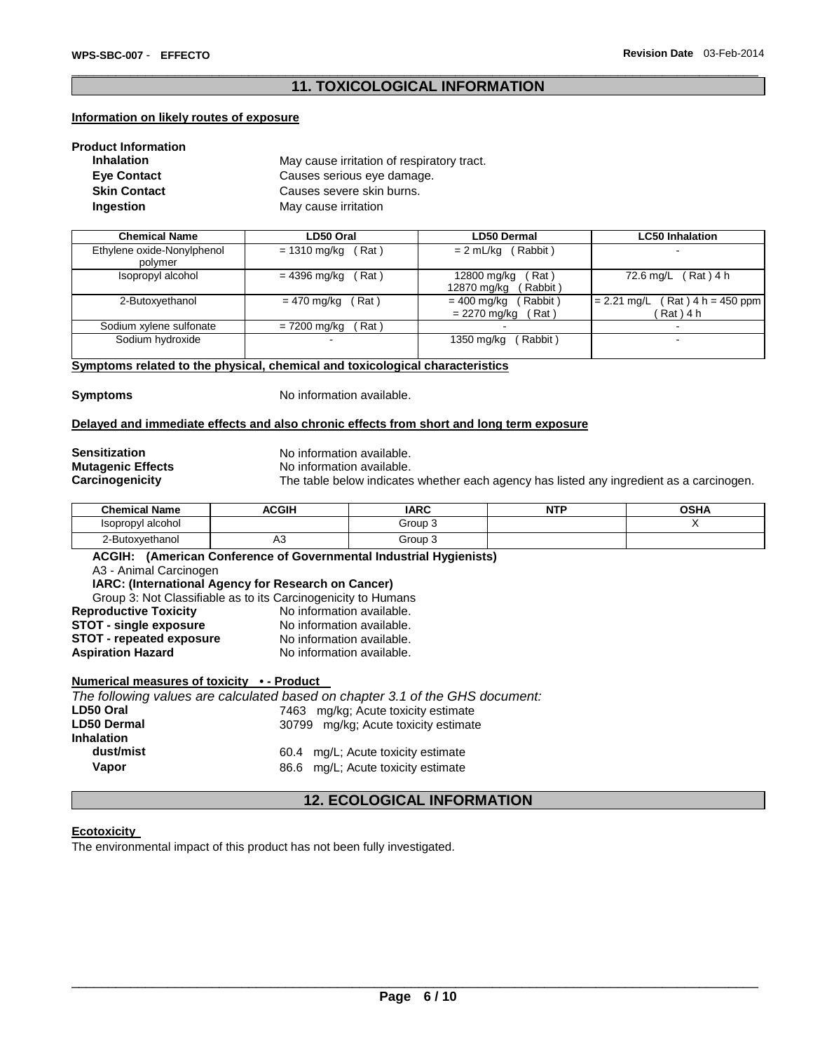## 11. TOXICOLOGICAL INFORMATION

**Information on likely routes of exposure**

**Product Information**

**Inhalation** May cause irritation of respiratory tract.

**Eye Contact** Causes serious eye damage.

**Skin Contact** Causes severe skin burns.

**Ingestion** May cause irritation

| Chemical Name | LD50 Oral | LD50 Dermal | LC50 Inhalation |
|---|---|---|---|
| Ethylene oxide-Nonylphenol polymer | = 1310 mg/kg ( Rat ) | = 2 mL/kg ( Rabbit ) | - |
| Isopropyl alcohol | = 4396 mg/kg ( Rat ) | 12800 mg/kg ( Rat ) 12870 mg/kg ( Rabbit ) | 72.6 mg/L ( Rat ) 4 h |
| 2-Butoxyethanol | = 470 mg/kg ( Rat ) | = 400 mg/kg ( Rabbit ) = 2270 mg/kg ( Rat ) | = 2.21 mg/L ( Rat ) 4 h = 450 ppm ( Rat ) 4 h |
| Sodium xylene sulfonate | = 7200 mg/kg ( Rat ) | - | - |
| Sodium hydroxide | - | 1350 mg/kg ( Rabbit ) | - |

**Symptoms related to the physical, chemical and toxicological characteristics**

**Symptoms** No information available.

**Delayed and immediate effects and also chronic effects from short and long term exposure**

**Sensitization** No information available.

**Mutagenic Effects** No information available.

**Carcinogenicity** The table below indicates whether each agency has listed any ingredient as a carcinogen.

| Chemical Name | ACGIH | IARC | NTP | OSHA |
|---|---|---|---|---|
| Isopropyl alcohol | | Group 3 | | X |
| 2-Butoxyethanol | A3 | Group 3 | | |

**ACGIH: (American Conference of Governmental Industrial Hygienists)**

A3 - Animal Carcinogen

**IARC: (International Agency for Research on Cancer)**

Group 3: Not Classifiable as to its Carcinogenicity to Humans

**Reproductive Toxicity** No information available.

**STOT - single exposure** No information available.

**STOT - repeated exposure** No information available.

**Aspiration Hazard** No information available.

**Numerical measures of toxicity • - Product**

*The following values are calculated based on chapter 3.1 of the GHS document:*

**LD50 Oral** 7463 mg/kg; Acute toxicity estimate

**LD50 Dermal** 30799 mg/kg; Acute toxicity estimate

**Inhalation**

**dust/mist** 60.4 mg/L; Acute toxicity estimate

**Vapor** 86.6 mg/L; Acute toxicity estimate

## 12. ECOLOGICAL INFORMATION

**Ecotoxicity**

The environmental impact of this product has not been fully investigated.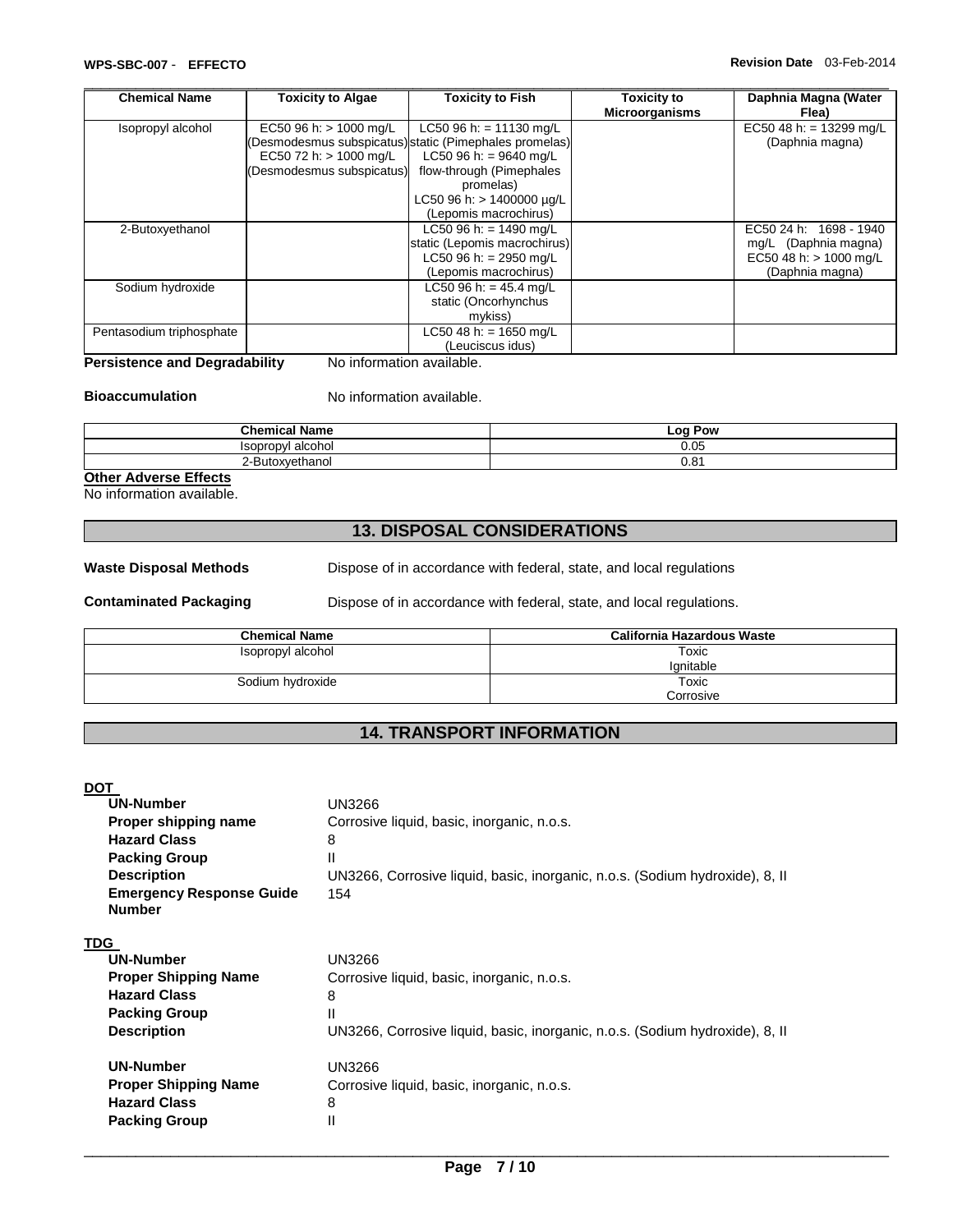| Chemical Name | Toxicity to Algae | Toxicity to Fish | Toxicity to Microorganisms | Daphnia Magna (Water Flea) |
| --- | --- | --- | --- | --- |
| Isopropyl alcohol | EC50 96 h: > 1000 mg/L (Desmodesmus subspicatus) EC50 72 h: > 1000 mg/L (Desmodesmus subspicatus) | LC50 96 h: = 11130 mg/L static (Pimephales promelas) LC50 96 h: = 9640 mg/L flow-through (Pimephales promelas) LC50 96 h: > 1400000 µg/L (Lepomis macrochirus) | | EC50 48 h: = 13299 mg/L (Daphnia magna) |
| 2-Butoxyethanol | | LC50 96 h: = 1490 mg/L static (Lepomis macrochirus) LC50 96 h: = 2950 mg/L (Lepomis macrochirus) | | EC50 24 h: 1698 - 1940 mg/L (Daphnia magna) EC50 48 h: > 1000 mg/L (Daphnia magna) |
| Sodium hydroxide | | LC50 96 h: = 45.4 mg/L static (Oncorhynchus mykiss) | | |
| Pentasodium triphosphate | | LC50 48 h: = 1650 mg/L (Leuciscus idus) | | |

**Persistence and Degradability** No information available.

**Bioaccumulation** No information available.

| Chemical Name | Log Pow |
| --- | --- |
| Isopropyl alcohol | 0.05 |
| 2-Butoxyethanol | 0.81 |

**Other Adverse Effects**

No information available.

## 13. DISPOSAL CONSIDERATIONS

**Waste Disposal Methods** Dispose of in accordance with federal, state, and local regulations

**Contaminated Packaging** Dispose of in accordance with federal, state, and local regulations.

| Chemical Name | California Hazardous Waste |
| --- | --- |
| Isopropyl alcohol | Toxic Ignitable |
| Sodium hydroxide | Toxic Corrosive |

## 14. TRANSPORT INFORMATION

**DOT**

**UN-Number** UN3266
**Proper shipping name** Corrosive liquid, basic, inorganic, n.o.s.
**Hazard Class** 8
**Packing Group** II
**Description** UN3266, Corrosive liquid, basic, inorganic, n.o.s. (Sodium hydroxide), 8, II
**Emergency Response Guide Number** 154

**TDG**

**UN-Number** UN3266
**Proper Shipping Name** Corrosive liquid, basic, inorganic, n.o.s.
**Hazard Class** 8
**Packing Group** II
**Description** UN3266, Corrosive liquid, basic, inorganic, n.o.s. (Sodium hydroxide), 8, II

**UN-Number** UN3266
**Proper Shipping Name** Corrosive liquid, basic, inorganic, n.o.s.
**Hazard Class** 8
**Packing Group** II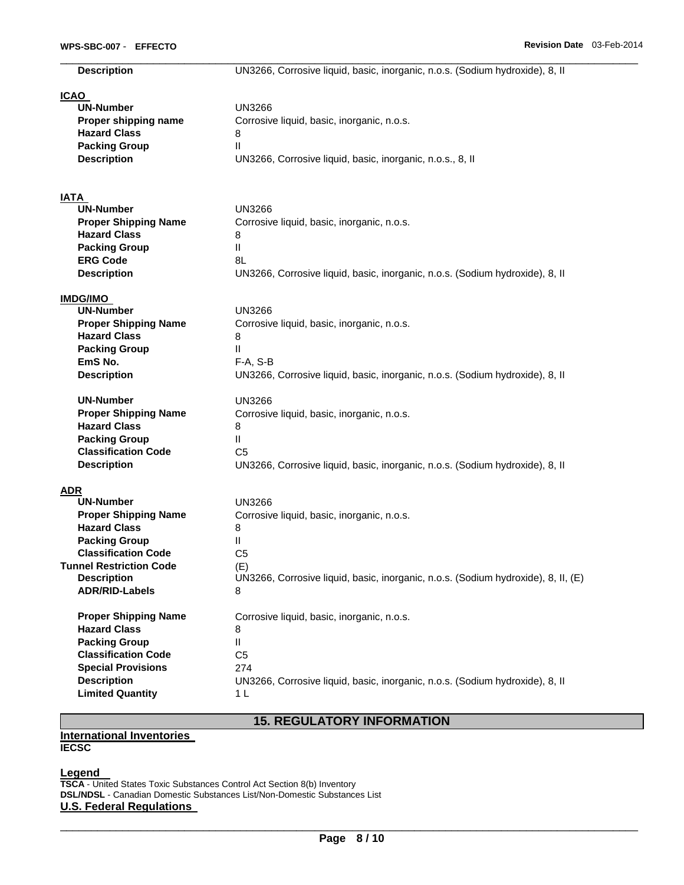| | |
|---|---|
| **Description** | UN3266, Corrosive liquid, basic, inorganic, n.o.s. (Sodium hydroxide), 8, II |

**ICAO**

| | |
|---|---|
| **UN-Number** | UN3266 |
| **Proper shipping name** | Corrosive liquid, basic, inorganic, n.o.s. |
| **Hazard Class** | 8 |
| **Packing Group** | II |
| **Description** | UN3266, Corrosive liquid, basic, inorganic, n.o.s., 8, II |

**IATA**

| | |
|---|---|
| **UN-Number** | UN3266 |
| **Proper Shipping Name** | Corrosive liquid, basic, inorganic, n.o.s. |
| **Hazard Class** | 8 |
| **Packing Group** | II |
| **ERG Code** | 8L |
| **Description** | UN3266, Corrosive liquid, basic, inorganic, n.o.s. (Sodium hydroxide), 8, II |

**IMDG/IMO**

| | |
|---|---|
| **UN-Number** | UN3266 |
| **Proper Shipping Name** | Corrosive liquid, basic, inorganic, n.o.s. |
| **Hazard Class** | 8 |
| **Packing Group** | II |
| **EmS No.** | F-A, S-B |
| **Description** | UN3266, Corrosive liquid, basic, inorganic, n.o.s. (Sodium hydroxide), 8, II |

| | |
|---|---|
| **UN-Number** | UN3266 |
| **Proper Shipping Name** | Corrosive liquid, basic, inorganic, n.o.s. |
| **Hazard Class** | 8 |
| **Packing Group** | II |
| **Classification Code** | C5 |
| **Description** | UN3266, Corrosive liquid, basic, inorganic, n.o.s. (Sodium hydroxide), 8, II |

**ADR**

| | |
|---|---|
| **UN-Number** | UN3266 |
| **Proper Shipping Name** | Corrosive liquid, basic, inorganic, n.o.s. |
| **Hazard Class** | 8 |
| **Packing Group** | II |
| **Classification Code** | C5 |
| **Tunnel Restriction Code** | (E) |
| **Description** | UN3266, Corrosive liquid, basic, inorganic, n.o.s. (Sodium hydroxide), 8, II, (E) |
| **ADR/RID-Labels** | 8 |

| | |
|---|---|
| **Proper Shipping Name** | Corrosive liquid, basic, inorganic, n.o.s. |
| **Hazard Class** | 8 |
| **Packing Group** | II |
| **Classification Code** | C5 |
| **Special Provisions** | 274 |
| **Description** | UN3266, Corrosive liquid, basic, inorganic, n.o.s. (Sodium hydroxide), 8, II |
| **Limited Quantity** | 1 L |

## 15. REGULATORY INFORMATION

**International Inventories**

**IECSC**

**Legend**

**TSCA** - United States Toxic Substances Control Act Section 8(b) Inventory

**DSL/NDSL** - Canadian Domestic Substances List/Non-Domestic Substances List

**U.S. Federal Regulations**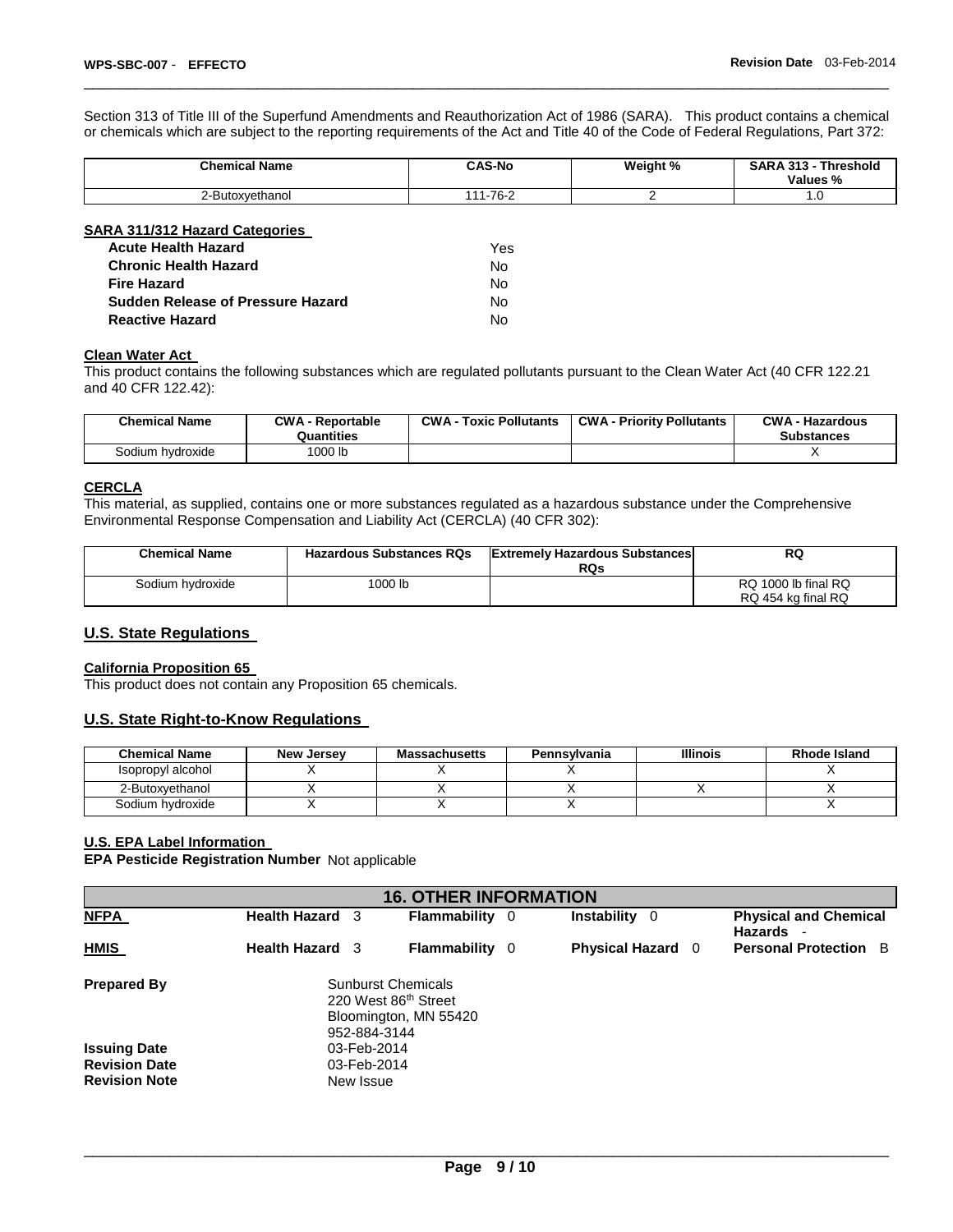Section 313 of Title III of the Superfund Amendments and Reauthorization Act of 1986 (SARA). This product contains a chemical or chemicals which are subject to the reporting requirements of the Act and Title 40 of the Code of Federal Regulations, Part 372:

| Chemical Name | CAS-No | Weight % | SARA 313 - Threshold Values % |
|---|---|---|---|
| 2-Butoxyethanol | 111-76-2 | 2 | 1.0 |

**SARA 311/312 Hazard Categories**

| | |
|---|---|
| **Acute Health Hazard** | Yes |
| **Chronic Health Hazard** | No |
| **Fire Hazard** | No |
| **Sudden Release of Pressure Hazard** | No |
| **Reactive Hazard** | No |

**Clean Water Act**

This product contains the following substances which are regulated pollutants pursuant to the Clean Water Act (40 CFR 122.21 and 40 CFR 122.42):

| Chemical Name | CWA - Reportable Quantities | CWA - Toxic Pollutants | CWA - Priority Pollutants | CWA - Hazardous Substances |
|---|---|---|---|---|
| Sodium hydroxide | 1000 lb | | | X |

**CERCLA**

This material, as supplied, contains one or more substances regulated as a hazardous substance under the Comprehensive Environmental Response Compensation and Liability Act (CERCLA) (40 CFR 302):

| Chemical Name | Hazardous Substances RQs | Extremely Hazardous Substances RQs | RQ |
|---|---|---|---|
| Sodium hydroxide | 1000 lb | | RQ 1000 lb final RQ<br>RQ 454 kg final RQ |

## U.S. State Regulations

**California Proposition 65**

This product does not contain any Proposition 65 chemicals.

## U.S. State Right-to-Know Regulations

| Chemical Name | New Jersey | Massachusetts | Pennsylvania | Illinois | Rhode Island |
|---|---|---|---|---|---|
| Isopropyl alcohol | X | X | X | | X |
| 2-Butoxyethanol | X | X | X | X | X |
| Sodium hydroxide | X | X | X | | X |

**U.S. EPA Label Information**

**EPA Pesticide Registration Number** Not applicable

## 16. OTHER INFORMATION

| | | | | |
|---|---|---|---|---|
| **NFPA** | **Health Hazard** 3 | **Flammability** 0 | **Instability** 0 | **Physical and Chemical Hazards** - |
| **HMIS** | **Health Hazard** 3 | **Flammability** 0 | **Physical Hazard** 0 | **Personal Protection** B |

**Prepared By**
Sunburst Chemicals
220 West 86th Street
Bloomington, MN 55420
952-884-3144

**Issuing Date** 03-Feb-2014
**Revision Date** 03-Feb-2014
**Revision Note** New Issue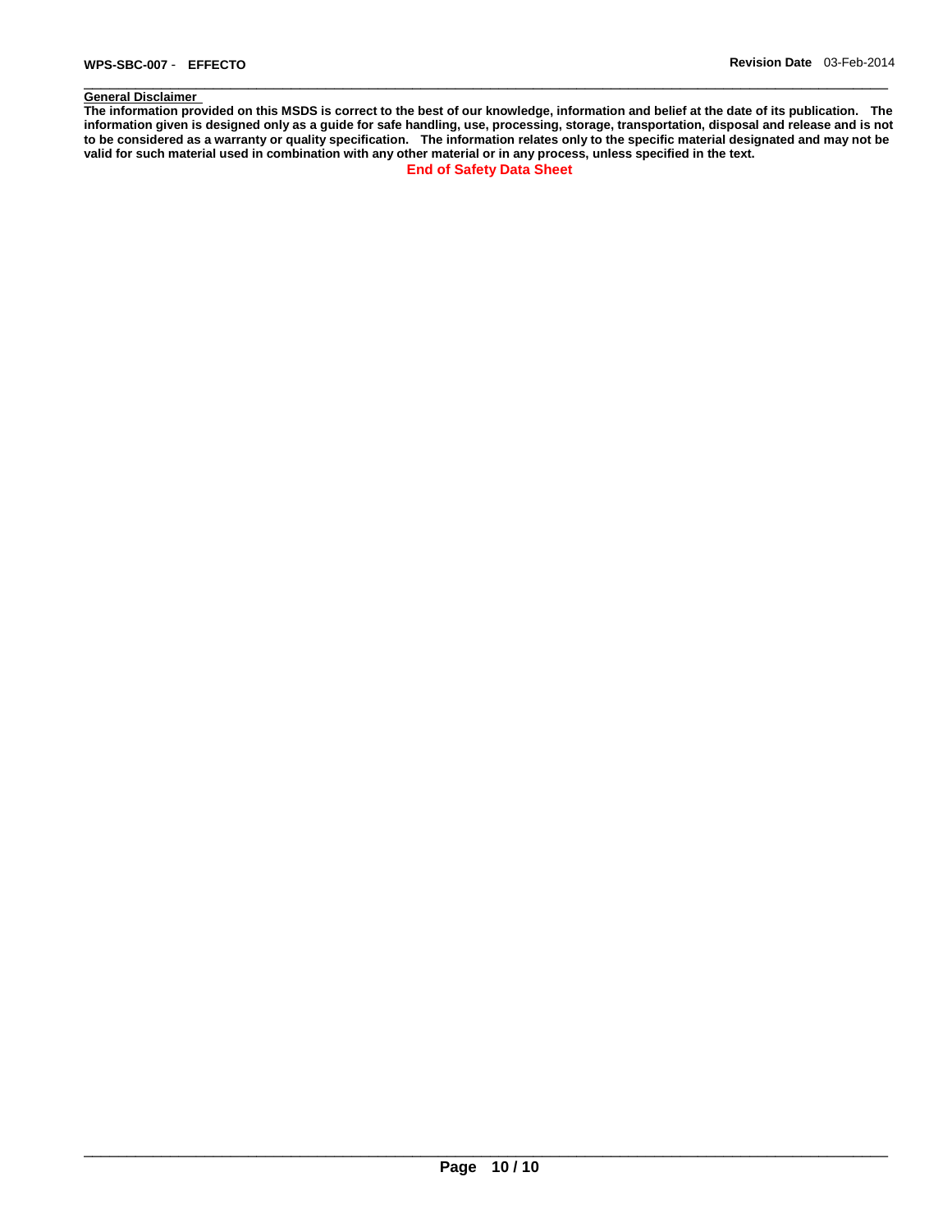**General Disclaimer**

**The information provided on this MSDS is correct to the best of our knowledge, information and belief at the date of its publication. The information given is designed only as a guide for safe handling, use, processing, storage, transportation, disposal and release and is not to be considered as a warranty or quality specification. The information relates only to the specific material designated and may not be valid for such material used in combination with any other material or in any process, unless specified in the text.**

**End of Safety Data Sheet**